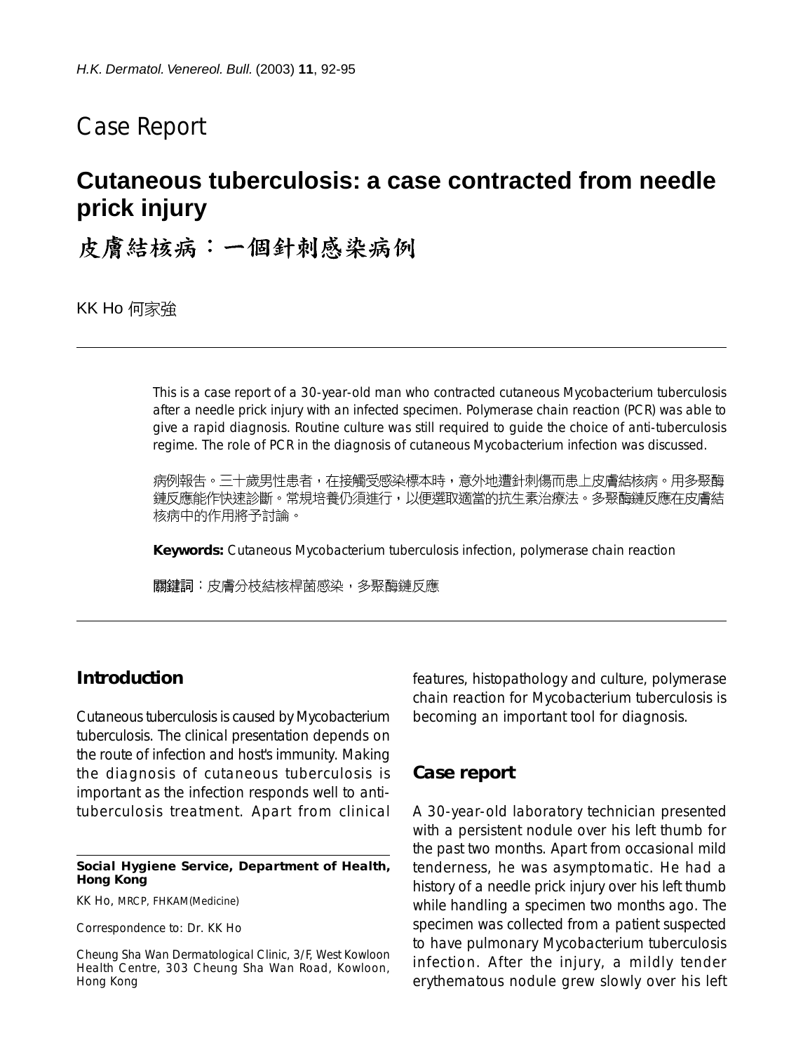# Case Report

## Cutaneous tuberculosis: a case contracted from needle prick injury

## 皮膚結核病：一個針刺感染病例

KK Ho 何家強

This is a case report of a 30-year-old man who contracted cutaneous Mycobacterium tuberculosis after a needle prick injury with an infected specimen. Polymerase chain reaction (PCR) was able to give a rapid diagnosis. Routine culture was still required to guide the choice of anti-tuberculosis regime. The role of PCR in the diagnosis of cutaneous Mycobacterium infection was discussed.

病例報告。三十歲男性患者，在接觸受感染標本時，意外地遭針刺傷而患上皮膚結核病。用多聚酶鏈反應能作快速診斷。常規培養仍須進行，以便選取適當的抗生素治療法。多聚酶鏈反應在皮膚結核病中的作用將予討論。

**Keywords:** Cutaneous Mycobacterium tuberculosis infection, polymerase chain reaction

**關鍵詞**：皮膚分枝結核桿菌感染，多聚酶鏈反應

### Introduction

Cutaneous tuberculosis is caused by Mycobacterium tuberculosis. The clinical presentation depends on the route of infection and host's immunity. Making the diagnosis of cutaneous tuberculosis is important as the infection responds well to anti-tuberculosis treatment. Apart from clinical features, histopathology and culture, polymerase chain reaction for Mycobacterium tuberculosis is becoming an important tool for diagnosis.

### Case report

A 30-year-old laboratory technician presented with a persistent nodule over his left thumb for the past two months. Apart from occasional mild tenderness, he was asymptomatic. He had a history of a needle prick injury over his left thumb while handling a specimen two months ago. The specimen was collected from a patient suspected to have pulmonary Mycobacterium tuberculosis infection. After the injury, a mildly tender erythematous nodule grew slowly over his left

**Social Hygiene Service, Department of Health, Hong Kong**

KK Ho, MRCP, FHKAM(Medicine)

Correspondence to: Dr. KK Ho

Cheung Sha Wan Dermatological Clinic, 3/F, West Kowloon Health Centre, 303 Cheung Sha Wan Road, Kowloon, Hong Kong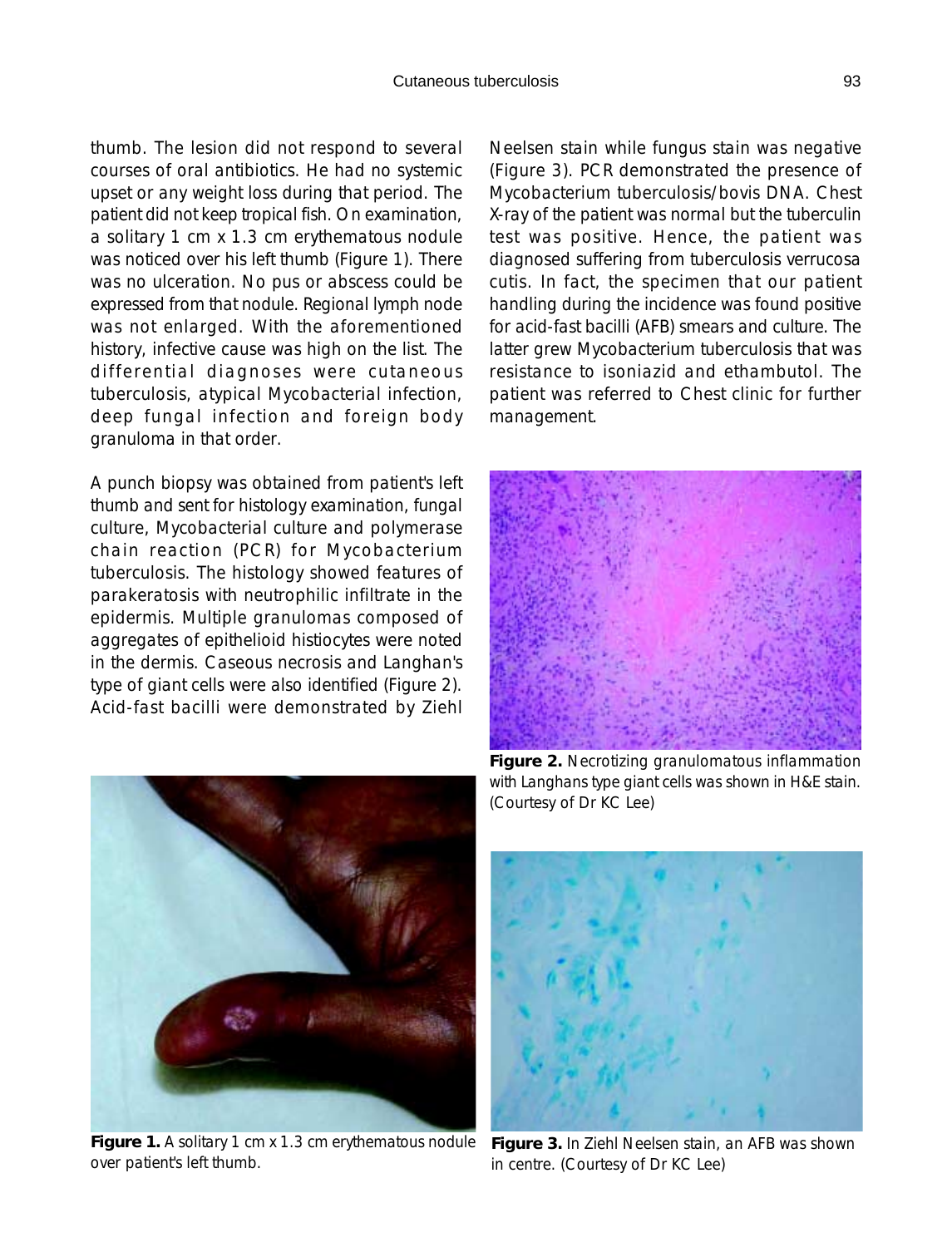thumb. The lesion did not respond to several courses of oral antibiotics. He had no systemic upset or any weight loss during that period. The patient did not keep tropical fish. On examination, a solitary 1 cm x 1.3 cm erythematous nodule was noticed over his left thumb (Figure 1). There was no ulceration. No pus or abscess could be expressed from that nodule. Regional lymph node was not enlarged. With the aforementioned history, infective cause was high on the list. The differential diagnoses were cutaneous tuberculosis, atypical Mycobacterial infection, deep fungal infection and foreign body granuloma in that order.

A punch biopsy was obtained from patient's left thumb and sent for histology examination, fungal culture, Mycobacterial culture and polymerase chain reaction (PCR) for Mycobacterium tuberculosis. The histology showed features of parakeratosis with neutrophilic infiltrate in the epidermis. Multiple granulomas composed of aggregates of epithelioid histiocytes were noted in the dermis. Caseous necrosis and Langhan's type of giant cells were also identified (Figure 2). Acid-fast bacilli were demonstrated by Ziehl Neelsen stain while fungus stain was negative (Figure 3). PCR demonstrated the presence of Mycobacterium tuberculosis/bovis DNA. Chest X-ray of the patient was normal but the tuberculin test was positive. Hence, the patient was diagnosed suffering from tuberculosis verrucosa cutis. In fact, the specimen that our patient handling during the incidence was found positive for acid-fast bacilli (AFB) smears and culture. The latter grew Mycobacterium tuberculosis that was resistance to isoniazid and ethambutol. The patient was referred to Chest clinic for further management.

**Figure 1.** A solitary 1 cm x 1.3 cm erythematous nodule over patient's left thumb.

**Figure 2.** Necrotizing granulomatous inflammation with Langhans type giant cells was shown in H&E stain. (Courtesy of Dr KC Lee)

**Figure 3.** In Ziehl Neelsen stain, an AFB was shown in centre. (Courtesy of Dr KC Lee)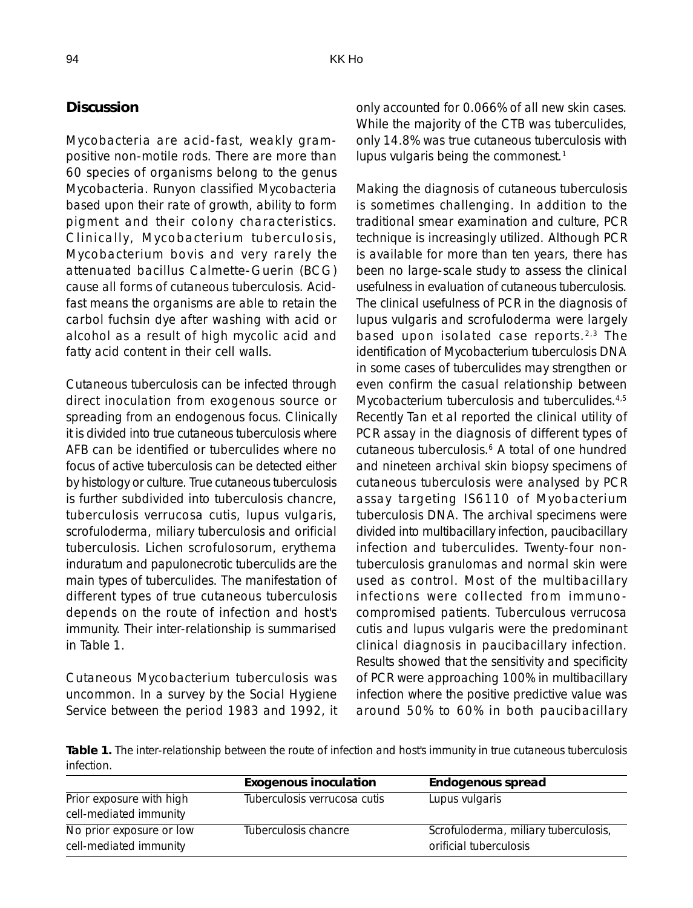## Discussion

Mycobacteria are acid-fast, weakly gram-positive non-motile rods. There are more than 60 species of organisms belong to the genus Mycobacteria. Runyon classified Mycobacteria based upon their rate of growth, ability to form pigment and their colony characteristics. Clinically, Mycobacterium tuberculosis, Mycobacterium bovis and very rarely the attenuated bacillus Calmette-Guerin (BCG) cause all forms of cutaneous tuberculosis. Acid-fast means the organisms are able to retain the carbol fuchsin dye after washing with acid or alcohol as a result of high mycolic acid and fatty acid content in their cell walls.

Cutaneous tuberculosis can be infected through direct inoculation from exogenous source or spreading from an endogenous focus. Clinically it is divided into true cutaneous tuberculosis where AFB can be identified or tuberculides where no focus of active tuberculosis can be detected either by histology or culture. True cutaneous tuberculosis is further subdivided into tuberculosis chancre, tuberculosis verrucosa cutis, lupus vulgaris, scrofuloderma, miliary tuberculosis and orificial tuberculosis. Lichen scrofulosorum, erythema induratum and papulonecrotic tuberculids are the main types of tuberculides. The manifestation of different types of true cutaneous tuberculosis depends on the route of infection and host's immunity. Their inter-relationship is summarised in Table 1.

Cutaneous Mycobacterium tuberculosis was uncommon. In a survey by the Social Hygiene Service between the period 1983 and 1992, it only accounted for 0.066% of all new skin cases. While the majority of the CTB was tuberculides, only 14.8% was true cutaneous tuberculosis with lupus vulgaris being the commonest.[1]

Making the diagnosis of cutaneous tuberculosis is sometimes challenging. In addition to the traditional smear examination and culture, PCR technique is increasingly utilized. Although PCR is available for more than ten years, there has been no large-scale study to assess the clinical usefulness in evaluation of cutaneous tuberculosis. The clinical usefulness of PCR in the diagnosis of lupus vulgaris and scrofuloderma were largely based upon isolated case reports.[2,3] The identification of Mycobacterium tuberculosis DNA in some cases of tuberculides may strengthen or even confirm the casual relationship between Mycobacterium tuberculosis and tuberculides.[4,5] Recently Tan et al reported the clinical utility of PCR assay in the diagnosis of different types of cutaneous tuberculosis.[6] A total of one hundred and nineteen archival skin biopsy specimens of cutaneous tuberculosis were analysed by PCR assay targeting IS6110 of Myobacterium tuberculosis DNA. The archival specimens were divided into multibacillary infection, paucibacillary infection and tuberculides. Twenty-four non-tuberculosis granulomas and normal skin were used as control. Most of the multibacillary infections were collected from immuno-compromised patients. Tuberculous verrucosa cutis and lupus vulgaris were the predominant clinical diagnosis in paucibacillary infection. Results showed that the sensitivity and specificity of PCR were approaching 100% in multibacillary infection where the positive predictive value was around 50% to 60% in both paucibacillary

**Table 1.** The inter-relationship between the route of infection and host's immunity in true cutaneous tuberculosis infection.

| | Exogenous inoculation | Endogenous spread |
|---|---|---|
| Prior exposure with high cell-mediated immunity | Tuberculosis verrucosa cutis | Lupus vulgaris |
| No prior exposure or low cell-mediated immunity | Tuberculosis chancre | Scrofuloderma, miliary tuberculosis, orificial tuberculosis |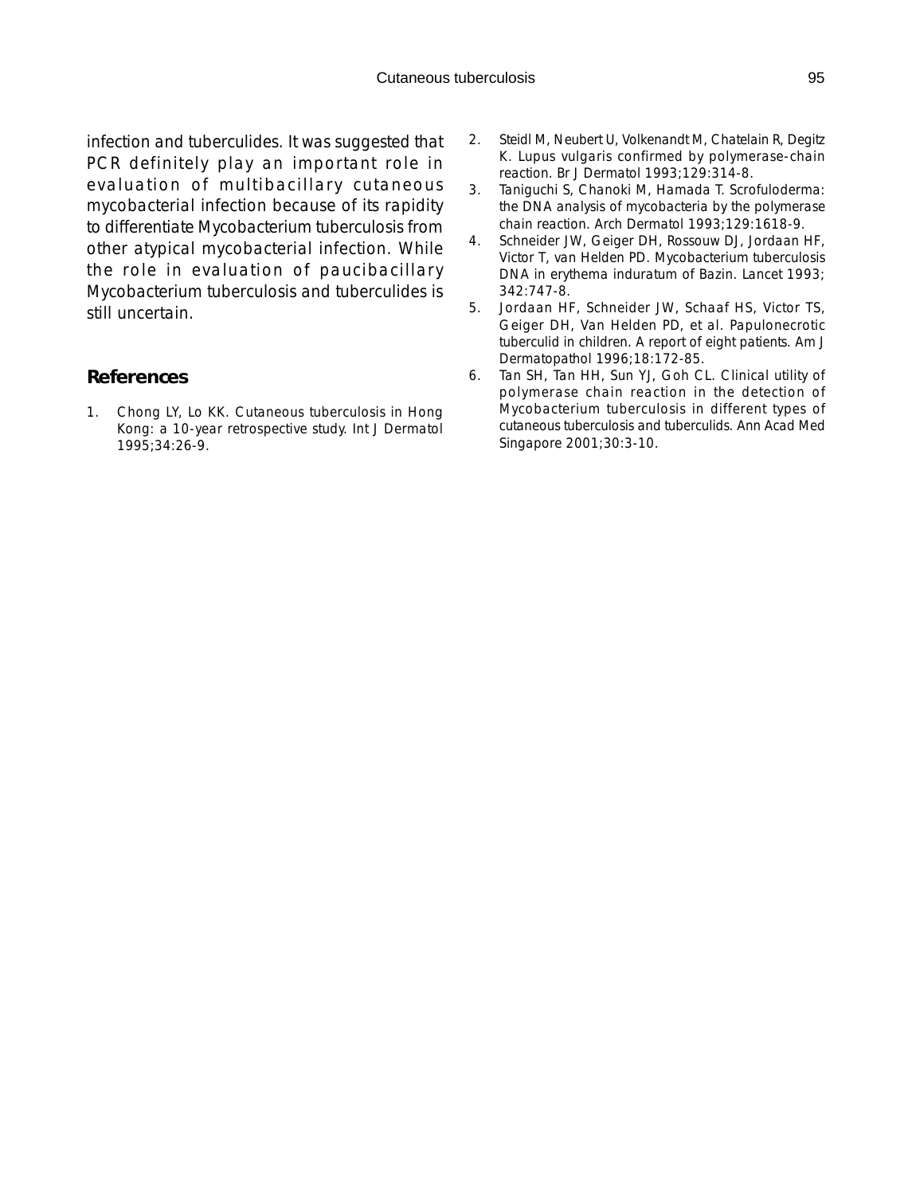infection and tuberculides. It was suggested that PCR definitely play an important role in evaluation of multibacillary cutaneous mycobacterial infection because of its rapidity to differentiate Mycobacterium tuberculosis from other atypical mycobacterial infection. While the role in evaluation of paucibacillary Mycobacterium tuberculosis and tuberculides is still uncertain.

## References

1. Chong LY, Lo KK. Cutaneous tuberculosis in Hong Kong: a 10-year retrospective study. Int J Dermatol 1995;34:26-9.
2. Steidl M, Neubert U, Volkenandt M, Chatelain R, Degitz K. Lupus vulgaris confirmed by polymerase-chain reaction. Br J Dermatol 1993;129:314-8.
3. Taniguchi S, Chanoki M, Hamada T. Scrofuloderma: the DNA analysis of mycobacteria by the polymerase chain reaction. Arch Dermatol 1993;129:1618-9.
4. Schneider JW, Geiger DH, Rossouw DJ, Jordaan HF, Victor T, van Helden PD. Mycobacterium tuberculosis DNA in erythema induratum of Bazin. Lancet 1993; 342:747-8.
5. Jordaan HF, Schneider JW, Schaaf HS, Victor TS, Geiger DH, Van Helden PD, et al. Papulonecrotic tuberculid in children. A report of eight patients. Am J Dermatopathol 1996;18:172-85.
6. Tan SH, Tan HH, Sun YJ, Goh CL. Clinical utility of polymerase chain reaction in the detection of Mycobacterium tuberculosis in different types of cutaneous tuberculosis and tuberculids. Ann Acad Med Singapore 2001;30:3-10.